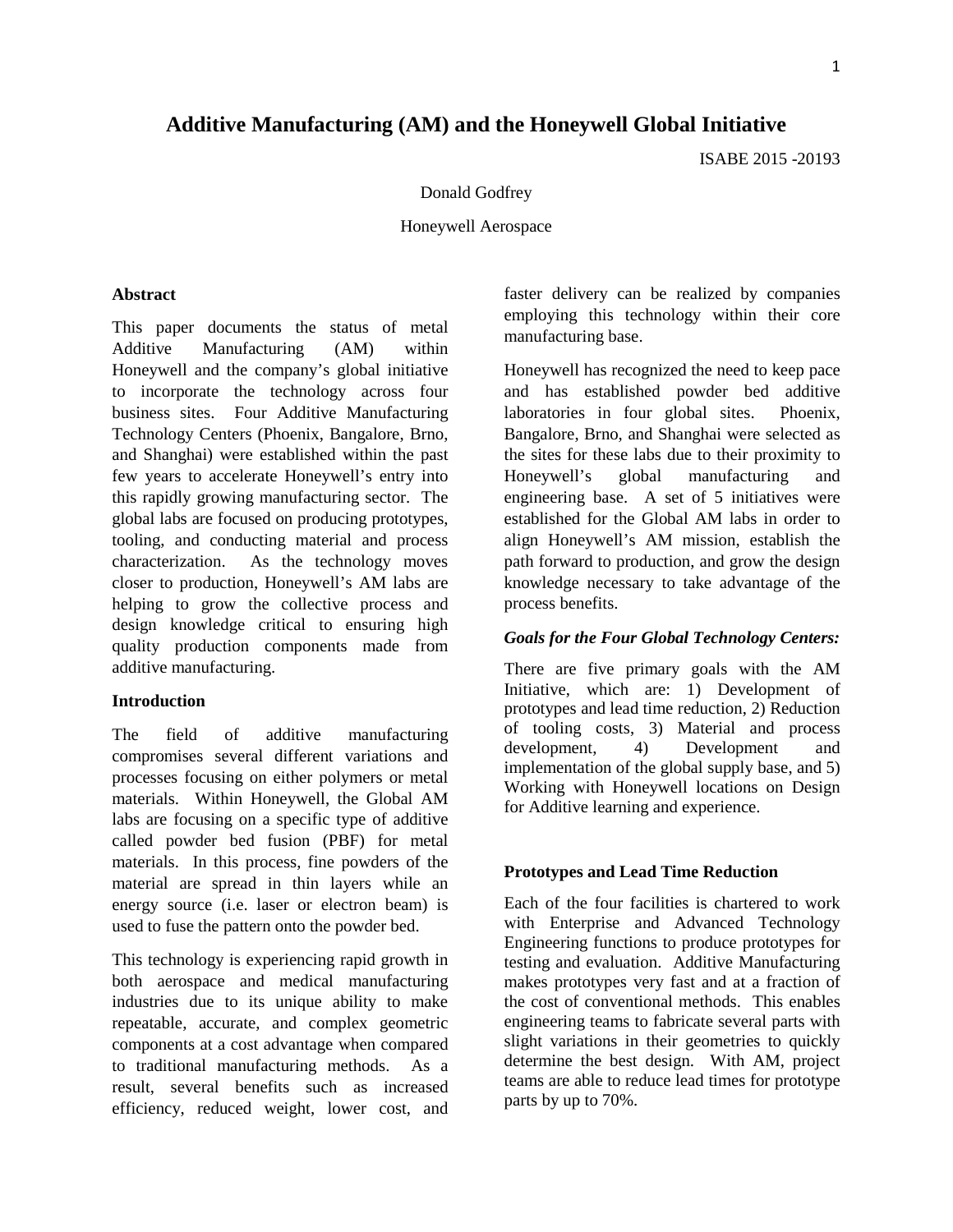# Additive Manufacturing (AM) and the Honeywell Global Initiative

ISABE 2015 -20193

Donald Godfrey

Honeywell Aerospace

## Abstract

This paper documents the status of metal Additive Manufacturing (AM) within Honeywell and the company's global initiative to incorporate the technology across four business sites. Four Additive Manufacturing Technology Centers (Phoenix, Bangalore, Brno, and Shanghai) were established within the past few years to accelerate Honeywell's entry into this rapidly growing manufacturing sector. The global labs are focused on producing prototypes, tooling, and conducting material and process characterization. As the technology moves closer to production, Honeywell's AM labs are helping to grow the collective process and design knowledge critical to ensuring high quality production components made from additive manufacturing.

## Introduction

The field of additive manufacturing compromises several different variations and processes focusing on either polymers or metal materials. Within Honeywell, the Global AM labs are focusing on a specific type of additive called powder bed fusion (PBF) for metal materials. In this process, fine powders of the material are spread in thin layers while an energy source (i.e. laser or electron beam) is used to fuse the pattern onto the powder bed.

This technology is experiencing rapid growth in both aerospace and medical manufacturing industries due to its unique ability to make repeatable, accurate, and complex geometric components at a cost advantage when compared to traditional manufacturing methods. As a result, several benefits such as increased efficiency, reduced weight, lower cost, and faster delivery can be realized by companies employing this technology within their core manufacturing base.

Honeywell has recognized the need to keep pace and has established powder bed additive laboratories in four global sites. Phoenix, Bangalore, Brno, and Shanghai were selected as the sites for these labs due to their proximity to Honeywell's global manufacturing and engineering base. A set of 5 initiatives were established for the Global AM labs in order to align Honeywell's AM mission, establish the path forward to production, and grow the design knowledge necessary to take advantage of the process benefits.

### *Goals for the Four Global Technology Centers:*

There are five primary goals with the AM Initiative, which are: 1) Development of prototypes and lead time reduction, 2) Reduction of tooling costs, 3) Material and process development, 4) Development and implementation of the global supply base, and 5) Working with Honeywell locations on Design for Additive learning and experience.

## Prototypes and Lead Time Reduction

Each of the four facilities is chartered to work with Enterprise and Advanced Technology Engineering functions to produce prototypes for testing and evaluation. Additive Manufacturing makes prototypes very fast and at a fraction of the cost of conventional methods. This enables engineering teams to fabricate several parts with slight variations in their geometries to quickly determine the best design. With AM, project teams are able to reduce lead times for prototype parts by up to 70%.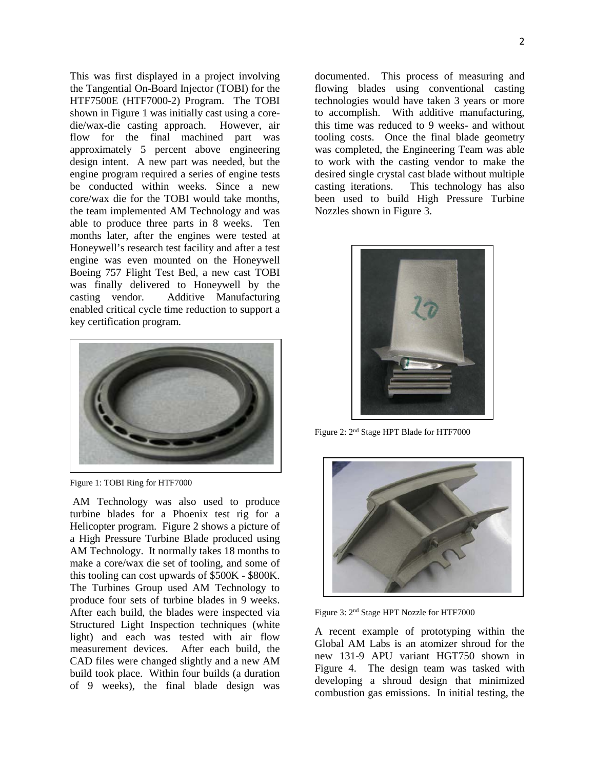This was first displayed in a project involving the Tangential On-Board Injector (TOBI) for the HTF7500E (HTF7000-2) Program. The TOBI shown in Figure 1 was initially cast using a core-die/wax-die casting approach. However, air flow for the final machined part was approximately 5 percent above engineering design intent. A new part was needed, but the engine program required a series of engine tests be conducted within weeks. Since a new core/wax die for the TOBI would take months, the team implemented AM Technology and was able to produce three parts in 8 weeks. Ten months later, after the engines were tested at Honeywell's research test facility and after a test engine was even mounted on the Honeywell Boeing 757 Flight Test Bed, a new cast TOBI was finally delivered to Honeywell by the casting vendor. Additive Manufacturing enabled critical cycle time reduction to support a key certification program.

Figure 1: TOBI Ring for HTF7000

AM Technology was also used to produce turbine blades for a Phoenix test rig for a Helicopter program. Figure 2 shows a picture of a High Pressure Turbine Blade produced using AM Technology. It normally takes 18 months to make a core/wax die set of tooling, and some of this tooling can cost upwards of $500K - $800K. The Turbines Group used AM Technology to produce four sets of turbine blades in 9 weeks. After each build, the blades were inspected via Structured Light Inspection techniques (white light) and each was tested with air flow measurement devices. After each build, the CAD files were changed slightly and a new AM build took place. Within four builds (a duration of 9 weeks), the final blade design was documented. This process of measuring and flowing blades using conventional casting technologies would have taken 3 years or more to accomplish. With additive manufacturing, this time was reduced to 9 weeks- and without tooling costs. Once the final blade geometry was completed, the Engineering Team was able to work with the casting vendor to make the desired single crystal cast blade without multiple casting iterations. This technology has also been used to build High Pressure Turbine Nozzles shown in Figure 3.

Figure 2: 2nd Stage HPT Blade for HTF7000

Figure 3: 2nd Stage HPT Nozzle for HTF7000

A recent example of prototyping within the Global AM Labs is an atomizer shroud for the new 131-9 APU variant HGT750 shown in Figure 4. The design team was tasked with developing a shroud design that minimized combustion gas emissions. In initial testing, the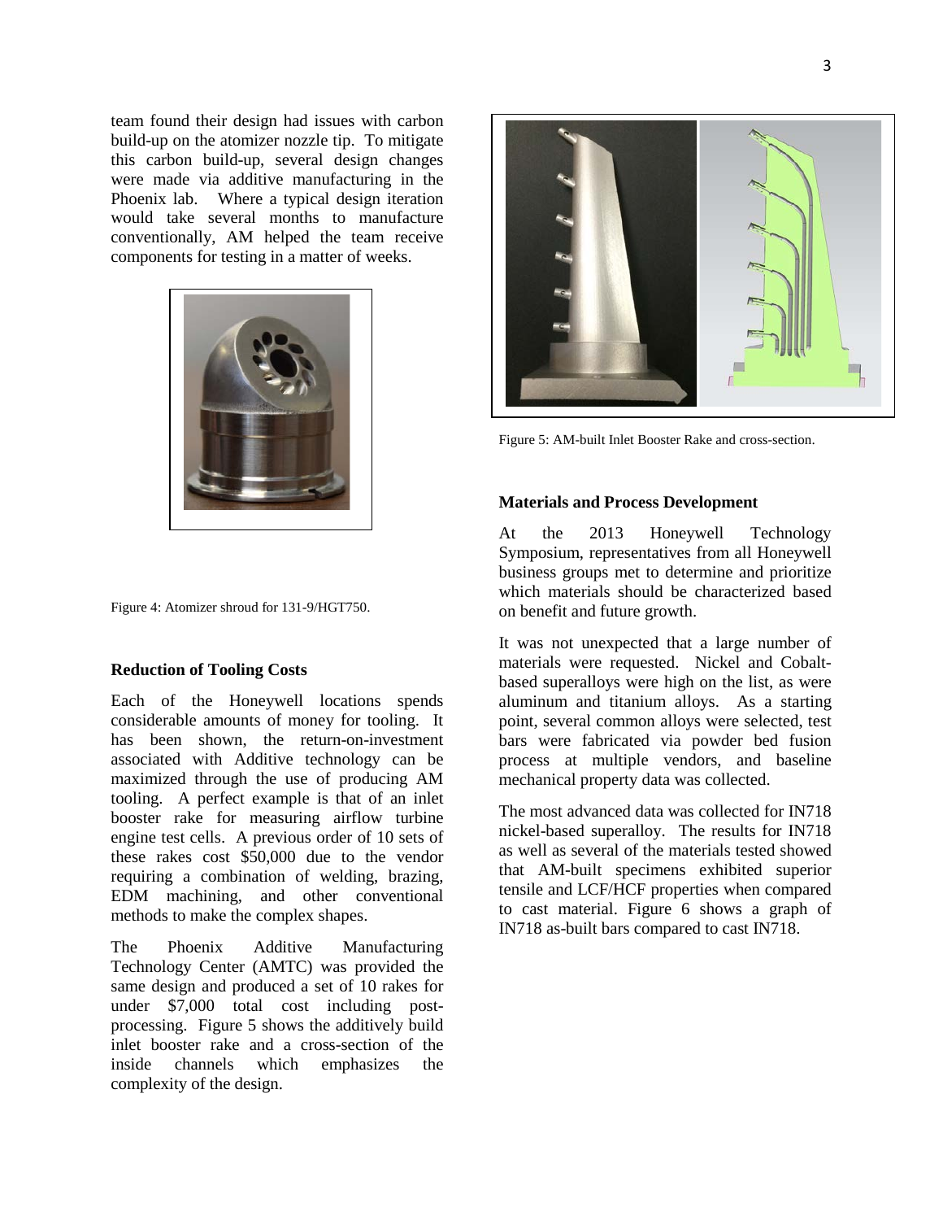team found their design had issues with carbon build-up on the atomizer nozzle tip. To mitigate this carbon build-up, several design changes were made via additive manufacturing in the Phoenix lab. Where a typical design iteration would take several months to manufacture conventionally, AM helped the team receive components for testing in a matter of weeks.

Figure 4: Atomizer shroud for 131-9/HGT750.

### Reduction of Tooling Costs

Each of the Honeywell locations spends considerable amounts of money for tooling. It has been shown, the return-on-investment associated with Additive technology can be maximized through the use of producing AM tooling. A perfect example is that of an inlet booster rake for measuring airflow turbine engine test cells. A previous order of 10 sets of these rakes cost $50,000 due to the vendor requiring a combination of welding, brazing, EDM machining, and other conventional methods to make the complex shapes.

The Phoenix Additive Manufacturing Technology Center (AMTC) was provided the same design and produced a set of 10 rakes for under $7,000 total cost including post-processing. Figure 5 shows the additively build inlet booster rake and a cross-section of the inside channels which emphasizes the complexity of the design.

Figure 5: AM-built Inlet Booster Rake and cross-section.

### Materials and Process Development

At the 2013 Honeywell Technology Symposium, representatives from all Honeywell business groups met to determine and prioritize which materials should be characterized based on benefit and future growth.

It was not unexpected that a large number of materials were requested. Nickel and Cobalt-based superalloys were high on the list, as were aluminum and titanium alloys. As a starting point, several common alloys were selected, test bars were fabricated via powder bed fusion process at multiple vendors, and baseline mechanical property data was collected.

The most advanced data was collected for IN718 nickel-based superalloy. The results for IN718 as well as several of the materials tested showed that AM-built specimens exhibited superior tensile and LCF/HCF properties when compared to cast material. Figure 6 shows a graph of IN718 as-built bars compared to cast IN718.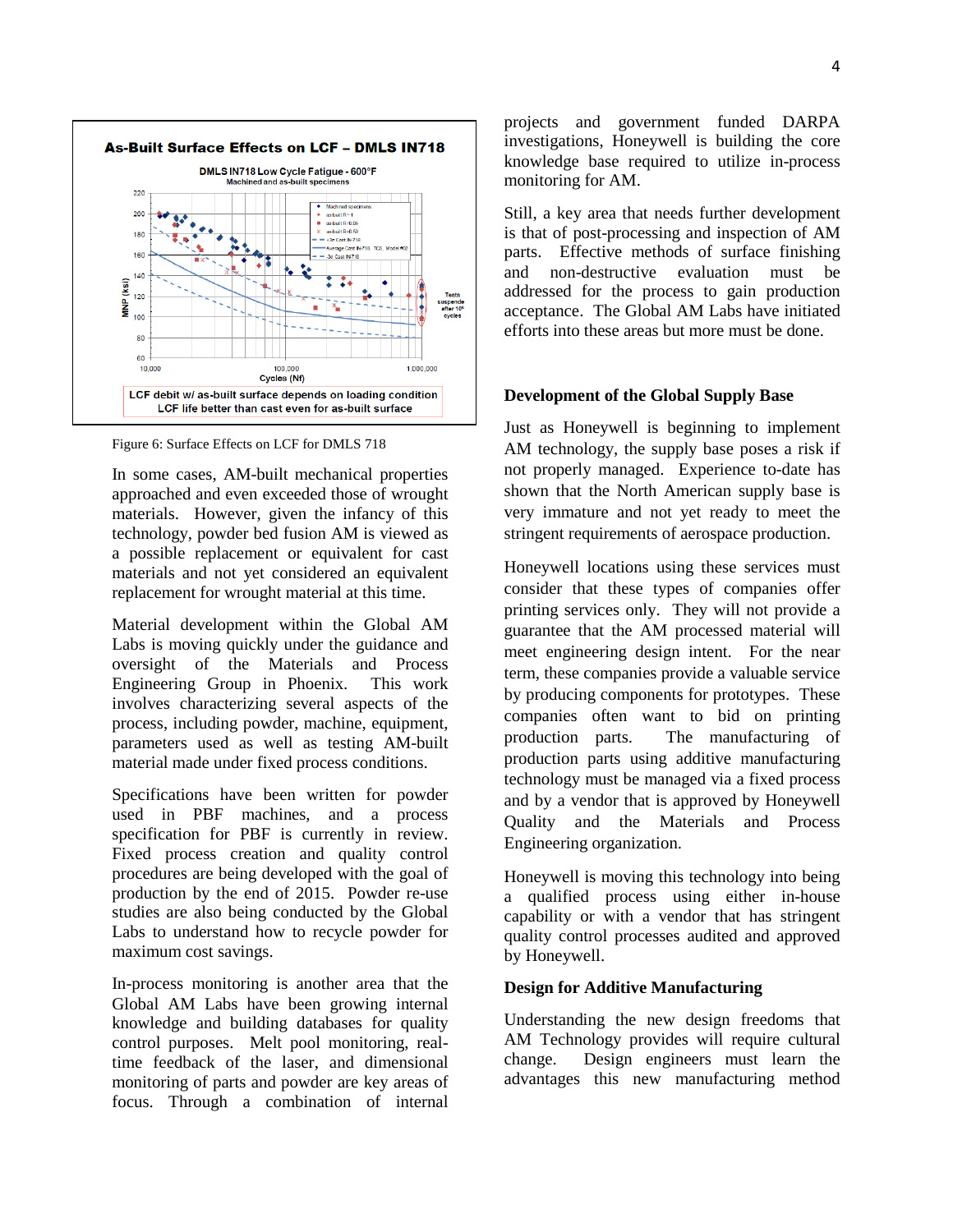Figure 6: Surface Effects on LCF for DMLS 718

In some cases, AM-built mechanical properties approached and even exceeded those of wrought materials. However, given the infancy of this technology, powder bed fusion AM is viewed as a possible replacement or equivalent for cast materials and not yet considered an equivalent replacement for wrought material at this time.

Material development within the Global AM Labs is moving quickly under the guidance and oversight of the Materials and Process Engineering Group in Phoenix. This work involves characterizing several aspects of the process, including powder, machine, equipment, parameters used as well as testing AM-built material made under fixed process conditions.

Specifications have been written for powder used in PBF machines, and a process specification for PBF is currently in review. Fixed process creation and quality control procedures are being developed with the goal of production by the end of 2015. Powder re-use studies are also being conducted by the Global Labs to understand how to recycle powder for maximum cost savings.

In-process monitoring is another area that the Global AM Labs have been growing internal knowledge and building databases for quality control purposes. Melt pool monitoring, real-time feedback of the laser, and dimensional monitoring of parts and powder are key areas of focus. Through a combination of internal projects and government funded DARPA investigations, Honeywell is building the core knowledge base required to utilize in-process monitoring for AM.

Still, a key area that needs further development is that of post-processing and inspection of AM parts. Effective methods of surface finishing and non-destructive evaluation must be addressed for the process to gain production acceptance. The Global AM Labs have initiated efforts into these areas but more must be done.

## Development of the Global Supply Base

Just as Honeywell is beginning to implement AM technology, the supply base poses a risk if not properly managed. Experience to-date has shown that the North American supply base is very immature and not yet ready to meet the stringent requirements of aerospace production.

Honeywell locations using these services must consider that these types of companies offer printing services only. They will not provide a guarantee that the AM processed material will meet engineering design intent. For the near term, these companies provide a valuable service by producing components for prototypes. These companies often want to bid on printing production parts. The manufacturing of production parts using additive manufacturing technology must be managed via a fixed process and by a vendor that is approved by Honeywell Quality and the Materials and Process Engineering organization.

Honeywell is moving this technology into being a qualified process using either in-house capability or with a vendor that has stringent quality control processes audited and approved by Honeywell.

## Design for Additive Manufacturing

Understanding the new design freedoms that AM Technology provides will require cultural change. Design engineers must learn the advantages this new manufacturing method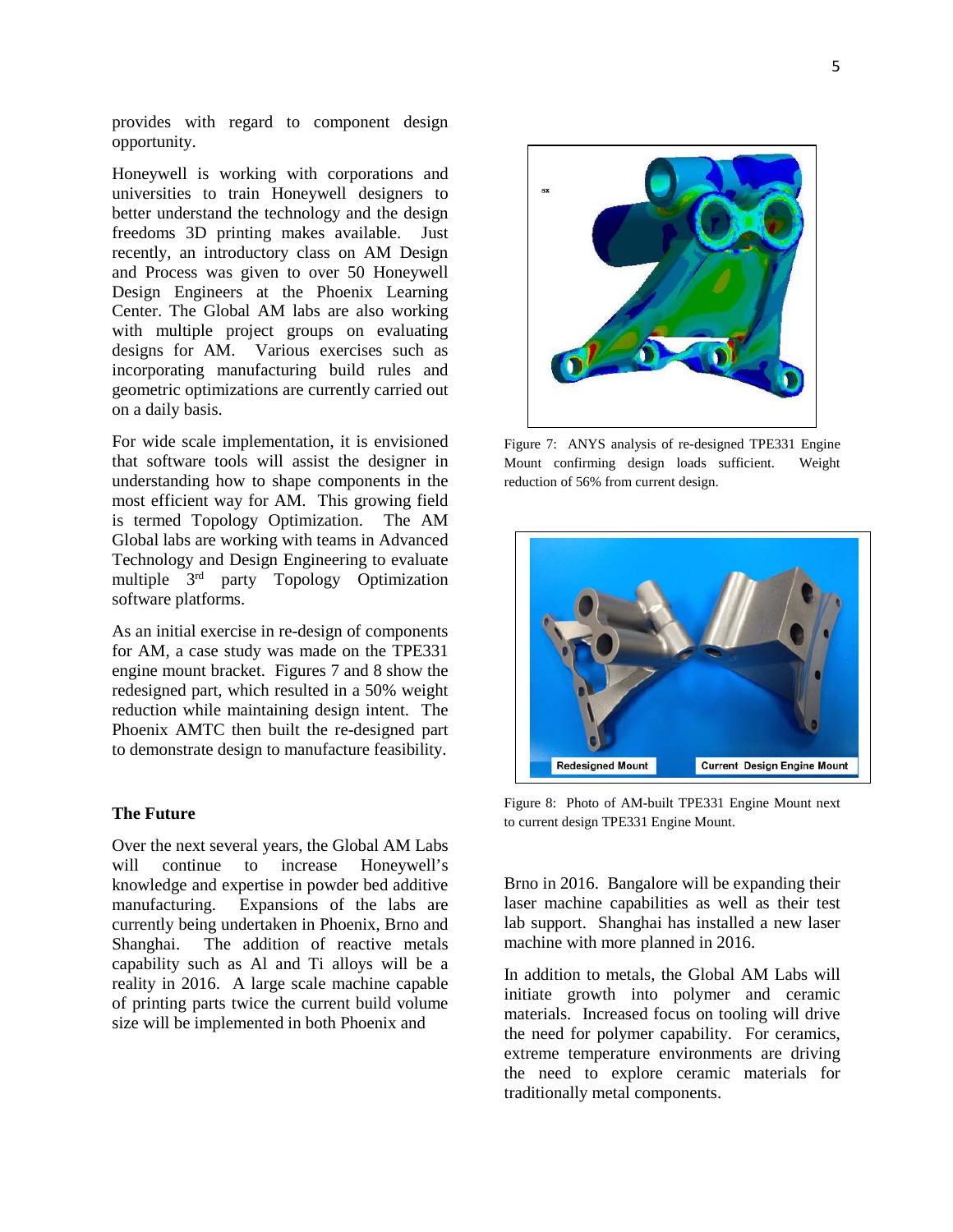provides with regard to component design opportunity.

Honeywell is working with corporations and universities to train Honeywell designers to better understand the technology and the design freedoms 3D printing makes available. Just recently, an introductory class on AM Design and Process was given to over 50 Honeywell Design Engineers at the Phoenix Learning Center. The Global AM labs are also working with multiple project groups on evaluating designs for AM. Various exercises such as incorporating manufacturing build rules and geometric optimizations are currently carried out on a daily basis.

For wide scale implementation, it is envisioned that software tools will assist the designer in understanding how to shape components in the most efficient way for AM. This growing field is termed Topology Optimization. The AM Global labs are working with teams in Advanced Technology and Design Engineering to evaluate multiple 3rd party Topology Optimization software platforms.

As an initial exercise in re-design of components for AM, a case study was made on the TPE331 engine mount bracket. Figures 7 and 8 show the redesigned part, which resulted in a 50% weight reduction while maintaining design intent. The Phoenix AMTC then built the re-designed part to demonstrate design to manufacture feasibility.

Figure 7: ANYS analysis of re-designed TPE331 Engine Mount confirming design loads sufficient. Weight reduction of 56% from current design.

Figure 8: Photo of AM-built TPE331 Engine Mount next to current design TPE331 Engine Mount.

## The Future

Over the next several years, the Global AM Labs will continue to increase Honeywell's knowledge and expertise in powder bed additive manufacturing. Expansions of the labs are currently being undertaken in Phoenix, Brno and Shanghai. The addition of reactive metals capability such as Al and Ti alloys will be a reality in 2016. A large scale machine capable of printing parts twice the current build volume size will be implemented in both Phoenix and Brno in 2016. Bangalore will be expanding their laser machine capabilities as well as their test lab support. Shanghai has installed a new laser machine with more planned in 2016.

In addition to metals, the Global AM Labs will initiate growth into polymer and ceramic materials. Increased focus on tooling will drive the need for polymer capability. For ceramics, extreme temperature environments are driving the need to explore ceramic materials for traditionally metal components.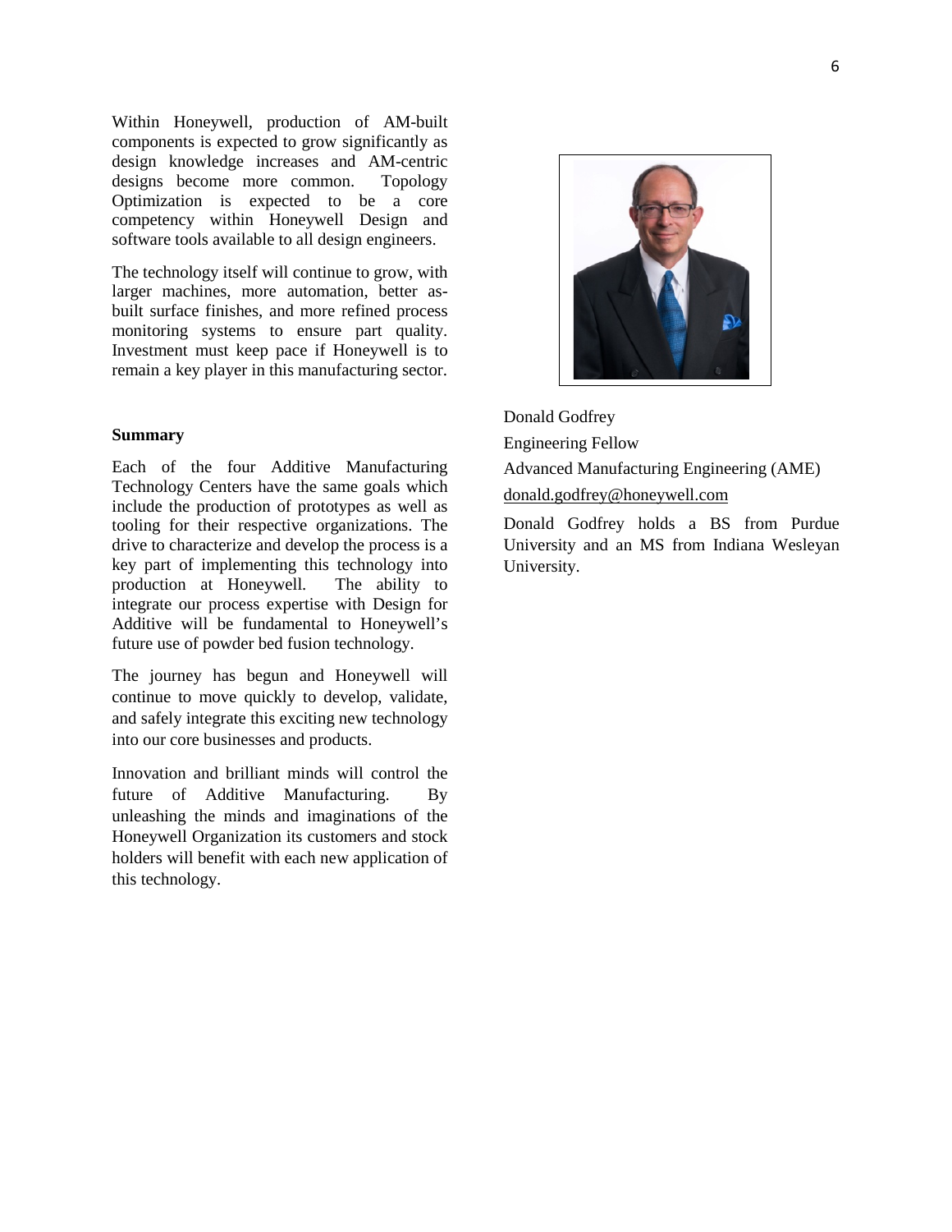Within Honeywell, production of AM-built components is expected to grow significantly as design knowledge increases and AM-centric designs become more common. Topology Optimization is expected to be a core competency within Honeywell Design and software tools available to all design engineers.

The technology itself will continue to grow, with larger machines, more automation, better as-built surface finishes, and more refined process monitoring systems to ensure part quality. Investment must keep pace if Honeywell is to remain a key player in this manufacturing sector.

**Summary**

Each of the four Additive Manufacturing Technology Centers have the same goals which include the production of prototypes as well as tooling for their respective organizations. The drive to characterize and develop the process is a key part of implementing this technology into production at Honeywell. The ability to integrate our process expertise with Design for Additive will be fundamental to Honeywell's future use of powder bed fusion technology.

The journey has begun and Honeywell will continue to move quickly to develop, validate, and safely integrate this exciting new technology into our core businesses and products.

Innovation and brilliant minds will control the future of Additive Manufacturing. By unleashing the minds and imaginations of the Honeywell Organization its customers and stock holders will benefit with each new application of this technology.

Donald Godfrey

Engineering Fellow

Advanced Manufacturing Engineering (AME)

donald.godfrey@honeywell.com

Donald Godfrey holds a BS from Purdue University and an MS from Indiana Wesleyan University.